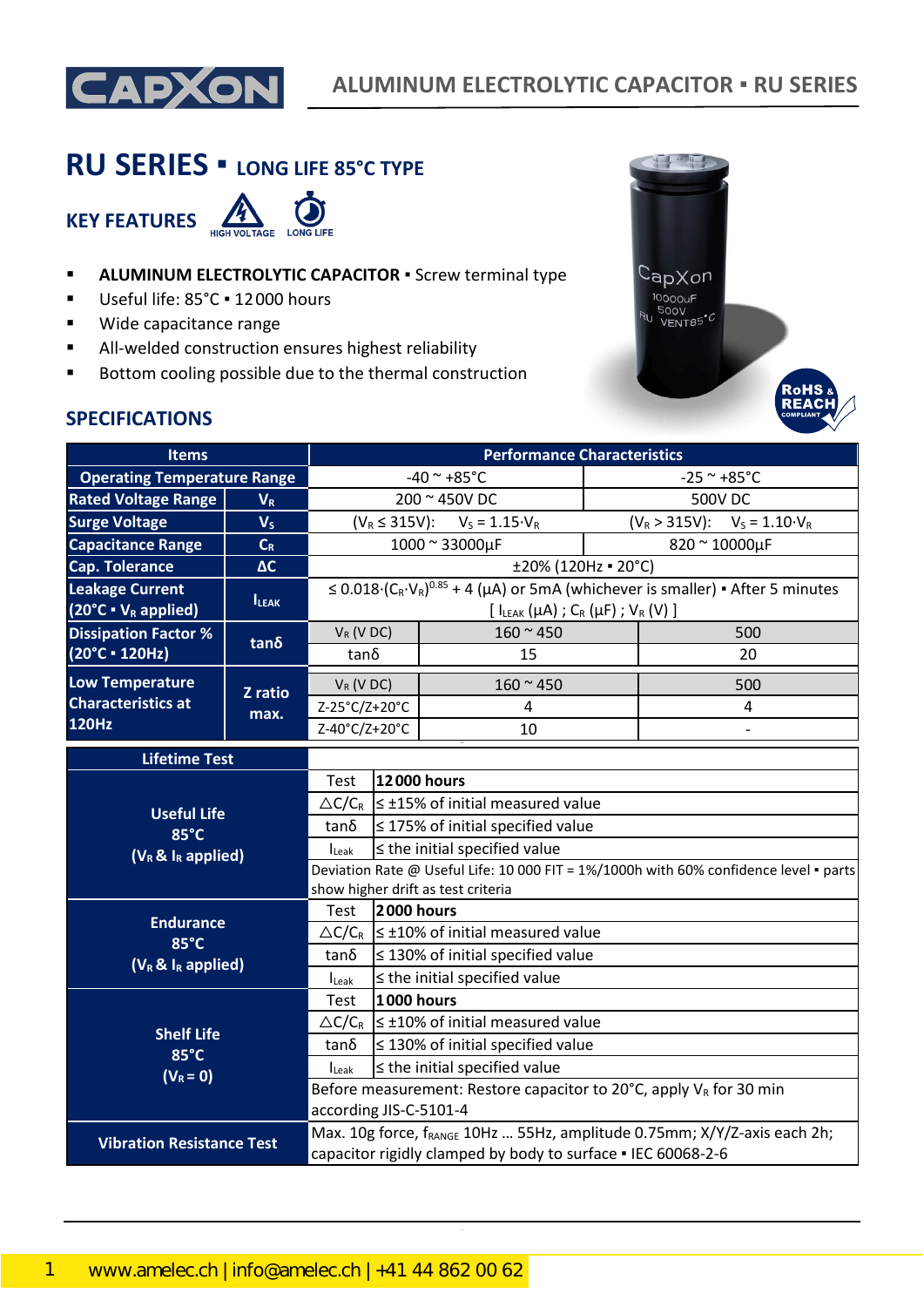# RU SERIES ▪ LONG LIFE 85°C TYPE

## KEY FEATURES

HIGH VOLTAGE LONG LIFE

- **ALUMINUM ELECTROLYTIC CAPACITOR** ▪ Screw terminal type
- Useful life: 85°C ▪ 12 000 hours
- Wide capacitance range
- All-welded construction ensures highest reliability
- Bottom cooling possible due to the thermal construction

RoHS & REACH COMPLIANT

## SPECIFICATIONS

| Items | | Performance Characteristics | | |
|---|---|---|---|---|
| Operating Temperature Range | | -40 ~ +85°C | | -25 ~ +85°C |
| Rated Voltage Range | $V_R$ | 200 ~ 450V DC | | 500V DC |
| Surge Voltage | $V_S$ | ($V_R \leq 315V$): $V_S = 1.15 \cdot V_R$ | | ($V_R > 315V$): $V_S = 1.10 \cdot V_R$ |
| Capacitance Range | $C_R$ | 1000 ~ 33000µF | | 820 ~ 10000µF |
| Cap. Tolerance | ΔC | ±20% (120Hz ▪ 20°C) | | |
| Leakage Current (20°C ▪ $V_R$ applied) | $I_{LEAK}$ | $\leq 0.018 \cdot (C_R \cdot V_R)^{0.85} + 4$ (µA) or 5mA (whichever is smaller) ▪ After 5 minutes [ $I_{LEAK}$ (µA) ; $C_R$ (µF) ; $V_R$ (V) ] | | |
| Dissipation Factor % (20°C ▪ 120Hz) | tanδ | $V_R$ (V DC) | 160 ~ 450 | 500 |
| | | tanδ | 15 | 20 |
| Low Temperature Characteristics at 120Hz | Z ratio max. | $V_R$ (V DC) | 160 ~ 450 | 500 |
| | | Z-25°C/Z+20°C | 4 | 4 |
| | | Z-40°C/Z+20°C | 10 | - |

| Lifetime Test | | |
|---|---|---|
| Useful Life 85°C ($V_R$ & $I_R$ applied) | Test | **12 000 hours** |
| | $\triangle C/C_R$ | ≤ ±15% of initial measured value |
| | tanδ | ≤ 175% of initial specified value |
| | $I_{Leak}$ | ≤ the initial specified value |
| | Deviation Rate @ Useful Life: 10 000 FIT = 1%/1000h with 60% confidence level ▪ parts show higher drift as test criteria | |
| Endurance 85°C ($V_R$ & $I_R$ applied) | Test | **2 000 hours** |
| | $\triangle C/C_R$ | ≤ ±10% of initial measured value |
| | tanδ | ≤ 130% of initial specified value |
| | $I_{Leak}$ | ≤ the initial specified value |
| Shelf Life 85°C ($V_R$ = 0) | Test | **1 000 hours** |
| | $\triangle C/C_R$ | ≤ ±10% of initial measured value |
| | tanδ | ≤ 130% of initial specified value |
| | $I_{Leak}$ | ≤ the initial specified value |
| | Before measurement: Restore capacitor to 20°C, apply $V_R$ for 30 min according JIS-C-5101-4 | |
| Vibration Resistance Test | Max. 10g force, $f_{RANGE}$ 10Hz … 55Hz, amplitude 0.75mm; X/Y/Z-axis each 2h; capacitor rigidly clamped by body to surface ▪ IEC 60068-2-6 | |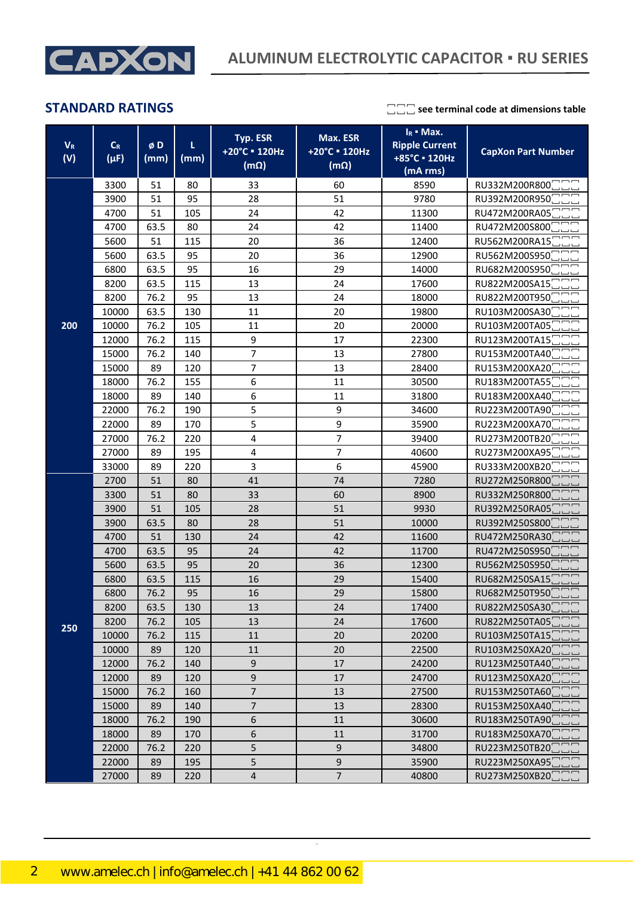## STANDARD RATINGS

□□□ see terminal code at dimensions table

| $V_R$ (V) | $C_R$ (µF) | ø D (mm) | L (mm) | Typ. ESR +20°C ▪ 120Hz (mΩ) | Max. ESR +20°C ▪ 120Hz (mΩ) | $I_R$ ▪ Max. Ripple Current +85°C ▪ 120Hz (mA rms) | CapXon Part Number |
|---|---|---|---|---|---|---|---|
| 200 | 3300 | 51 | 80 | 33 | 60 | 8590 | RU332M200R800□□□ |
| | 3900 | 51 | 95 | 28 | 51 | 9780 | RU392M200R950□□□ |
| | 4700 | 51 | 105 | 24 | 42 | 11300 | RU472M200RA05□□□ |
| | 4700 | 63.5 | 80 | 24 | 42 | 11400 | RU472M200S800□□□ |
| | 5600 | 51 | 115 | 20 | 36 | 12400 | RU562M200RA15□□□ |
| | 5600 | 63.5 | 95 | 20 | 36 | 12900 | RU562M200S950□□□ |
| | 6800 | 63.5 | 95 | 16 | 29 | 14000 | RU682M200S950□□□ |
| | 8200 | 63.5 | 115 | 13 | 24 | 17600 | RU822M200SA15□□□ |
| | 8200 | 76.2 | 95 | 13 | 24 | 18000 | RU822M200T950□□□ |
| | 10000 | 63.5 | 130 | 11 | 20 | 19800 | RU103M200SA30□□□ |
| | 10000 | 76.2 | 105 | 11 | 20 | 20000 | RU103M200TA05□□□ |
| | 12000 | 76.2 | 115 | 9 | 17 | 22300 | RU123M200TA15□□□ |
| | 15000 | 76.2 | 140 | 7 | 13 | 27800 | RU153M200TA40□□□ |
| | 15000 | 89 | 120 | 7 | 13 | 28400 | RU153M200XA20□□□ |
| | 18000 | 76.2 | 155 | 6 | 11 | 30500 | RU183M200TA55□□□ |
| | 18000 | 89 | 140 | 6 | 11 | 31800 | RU183M200XA40□□□ |
| | 22000 | 76.2 | 190 | 5 | 9 | 34600 | RU223M200TA90□□□ |
| | 22000 | 89 | 170 | 5 | 9 | 35900 | RU223M200XA70□□□ |
| | 27000 | 76.2 | 220 | 4 | 7 | 39400 | RU273M200TB20□□□ |
| | 27000 | 89 | 195 | 4 | 7 | 40600 | RU273M200XA95□□□ |
| | 33000 | 89 | 220 | 3 | 6 | 45900 | RU333M200XB20□□□ |
| 250 | 2700 | 51 | 80 | 41 | 74 | 7280 | RU272M250R800□□□ |
| | 3300 | 51 | 80 | 33 | 60 | 8900 | RU332M250R800□□□ |
| | 3900 | 51 | 105 | 28 | 51 | 9930 | RU392M250RA05□□□ |
| | 3900 | 63.5 | 80 | 28 | 51 | 10000 | RU392M250S800□□□ |
| | 4700 | 51 | 130 | 24 | 42 | 11600 | RU472M250RA30□□□ |
| | 4700 | 63.5 | 95 | 24 | 42 | 11700 | RU472M250S950□□□ |
| | 5600 | 63.5 | 95 | 20 | 36 | 12300 | RU562M250S950□□□ |
| | 6800 | 63.5 | 115 | 16 | 29 | 15400 | RU682M250SA15□□□ |
| | 6800 | 76.2 | 95 | 16 | 29 | 15800 | RU682M250T950□□□ |
| | 8200 | 63.5 | 130 | 13 | 24 | 17400 | RU822M250SA30□□□ |
| | 8200 | 76.2 | 105 | 13 | 24 | 17600 | RU822M250TA05□□□ |
| | 10000 | 76.2 | 115 | 11 | 20 | 20200 | RU103M250TA15□□□ |
| | 10000 | 89 | 120 | 11 | 20 | 22500 | RU103M250XA20□□□ |
| | 12000 | 76.2 | 140 | 9 | 17 | 24200 | RU123M250TA40□□□ |
| | 12000 | 89 | 120 | 9 | 17 | 24700 | RU123M250XA20□□□ |
| | 15000 | 76.2 | 160 | 7 | 13 | 27500 | RU153M250TA60□□□ |
| | 15000 | 89 | 140 | 7 | 13 | 28300 | RU153M250XA40□□□ |
| | 18000 | 76.2 | 190 | 6 | 11 | 30600 | RU183M250TA90□□□ |
| | 18000 | 89 | 170 | 6 | 11 | 31700 | RU183M250XA70□□□ |
| | 22000 | 76.2 | 220 | 5 | 9 | 34800 | RU223M250TB20□□□ |
| | 22000 | 89 | 195 | 5 | 9 | 35900 | RU223M250XA95□□□ |
| | 27000 | 89 | 220 | 4 | 7 | 40800 | RU273M250XB20□□□ |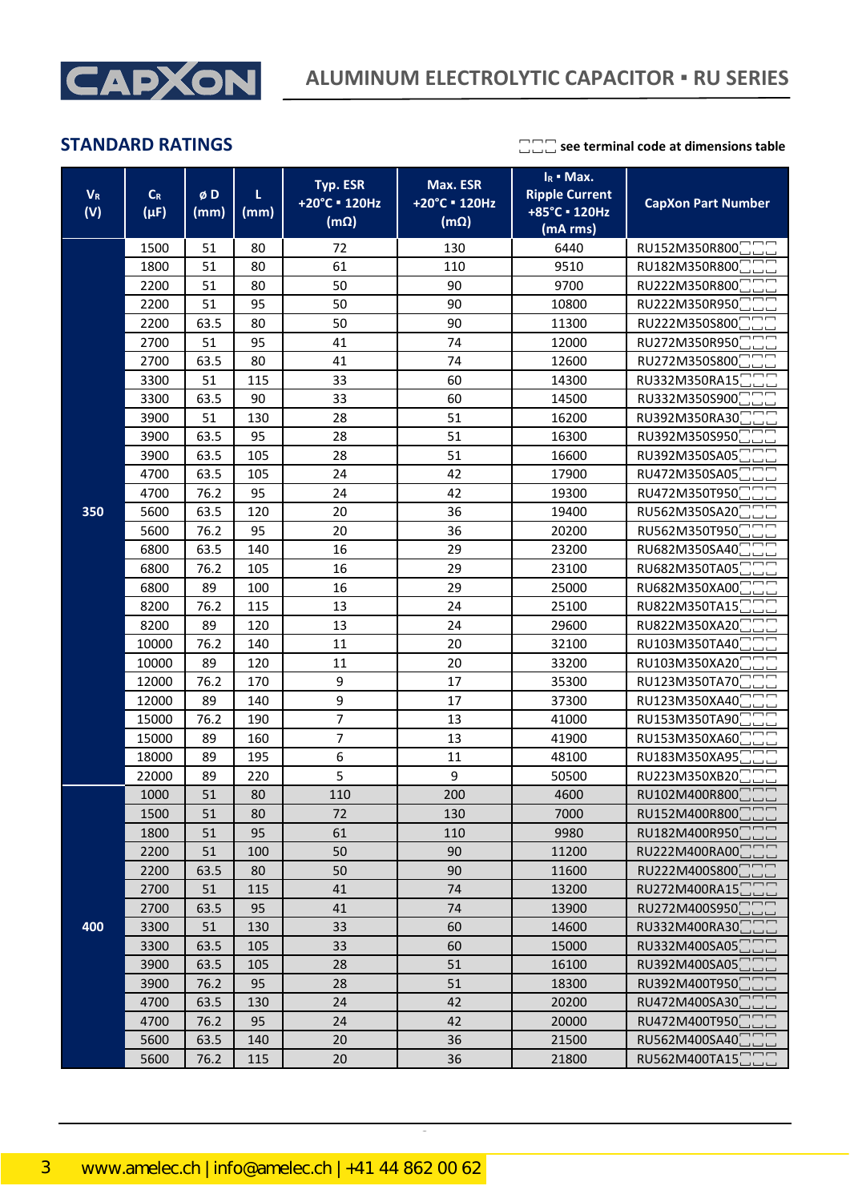## STANDARD RATINGS

□□□ see terminal code at dimensions table

| $V_R$ (V) | $C_R$ (µF) | ø D (mm) | L (mm) | Typ. ESR +20°C ▪ 120Hz (mΩ) | Max. ESR +20°C ▪ 120Hz (mΩ) | $I_R$ ▪ Max. Ripple Current +85°C ▪ 120Hz (mA rms) | CapXon Part Number |
|---|---|---|---|---|---|---|---|
| 350 | 1500 | 51 | 80 | 72 | 130 | 6440 | RU152M350R800□□□ |
| | 1800 | 51 | 80 | 61 | 110 | 9510 | RU182M350R800□□□ |
| | 2200 | 51 | 80 | 50 | 90 | 9700 | RU222M350R800□□□ |
| | 2200 | 51 | 95 | 50 | 90 | 10800 | RU222M350R950□□□ |
| | 2200 | 63.5 | 80 | 50 | 90 | 11300 | RU222M350S800□□□ |
| | 2700 | 51 | 95 | 41 | 74 | 12000 | RU272M350R950□□□ |
| | 2700 | 63.5 | 80 | 41 | 74 | 12600 | RU272M350S800□□□ |
| | 3300 | 51 | 115 | 33 | 60 | 14300 | RU332M350RA15□□□ |
| | 3300 | 63.5 | 90 | 33 | 60 | 14500 | RU332M350S900□□□ |
| | 3900 | 51 | 130 | 28 | 51 | 16200 | RU392M350RA30□□□ |
| | 3900 | 63.5 | 95 | 28 | 51 | 16300 | RU392M350S950□□□ |
| | 3900 | 63.5 | 105 | 28 | 51 | 16600 | RU392M350SA05□□□ |
| | 4700 | 63.5 | 105 | 24 | 42 | 17900 | RU472M350SA05□□□ |
| | 4700 | 76.2 | 95 | 24 | 42 | 19300 | RU472M350T950□□□ |
| | 5600 | 63.5 | 120 | 20 | 36 | 19400 | RU562M350SA20□□□ |
| | 5600 | 76.2 | 95 | 20 | 36 | 20200 | RU562M350T950□□□ |
| | 6800 | 63.5 | 140 | 16 | 29 | 23200 | RU682M350SA40□□□ |
| | 6800 | 76.2 | 105 | 16 | 29 | 23100 | RU682M350TA05□□□ |
| | 6800 | 89 | 100 | 16 | 29 | 25000 | RU682M350XA00□□□ |
| | 8200 | 76.2 | 115 | 13 | 24 | 25100 | RU822M350TA15□□□ |
| | 8200 | 89 | 120 | 13 | 24 | 29600 | RU822M350XA20□□□ |
| | 10000 | 76.2 | 140 | 11 | 20 | 32100 | RU103M350TA40□□□ |
| | 10000 | 89 | 120 | 11 | 20 | 33200 | RU103M350XA20□□□ |
| | 12000 | 76.2 | 170 | 9 | 17 | 35300 | RU123M350TA70□□□ |
| | 12000 | 89 | 140 | 9 | 17 | 37300 | RU123M350XA40□□□ |
| | 15000 | 76.2 | 190 | 7 | 13 | 41000 | RU153M350TA90□□□ |
| | 15000 | 89 | 160 | 7 | 13 | 41900 | RU153M350XA60□□□ |
| | 18000 | 89 | 195 | 6 | 11 | 48100 | RU183M350XA95□□□ |
| | 22000 | 89 | 220 | 5 | 9 | 50500 | RU223M350XB20□□□ |
| 400 | 1000 | 51 | 80 | 110 | 200 | 4600 | RU102M400R800□□□ |
| | 1500 | 51 | 80 | 72 | 130 | 7000 | RU152M400R800□□□ |
| | 1800 | 51 | 95 | 61 | 110 | 9980 | RU182M400R950□□□ |
| | 2200 | 51 | 100 | 50 | 90 | 11200 | RU222M400RA00□□□ |
| | 2200 | 63.5 | 80 | 50 | 90 | 11600 | RU222M400S800□□□ |
| | 2700 | 51 | 115 | 41 | 74 | 13200 | RU272M400RA15□□□ |
| | 2700 | 63.5 | 95 | 41 | 74 | 13900 | RU272M400S950□□□ |
| | 3300 | 51 | 130 | 33 | 60 | 14600 | RU332M400RA30□□□ |
| | 3300 | 63.5 | 105 | 33 | 60 | 15000 | RU332M400SA05□□□ |
| | 3900 | 63.5 | 105 | 28 | 51 | 16100 | RU392M400SA05□□□ |
| | 3900 | 76.2 | 95 | 28 | 51 | 18300 | RU392M400T950□□□ |
| | 4700 | 63.5 | 130 | 24 | 42 | 20200 | RU472M400SA30□□□ |
| | 4700 | 76.2 | 95 | 24 | 42 | 20000 | RU472M400T950□□□ |
| | 5600 | 63.5 | 140 | 20 | 36 | 21500 | RU562M400SA40□□□ |
| | 5600 | 76.2 | 115 | 20 | 36 | 21800 | RU562M400TA15□□□ |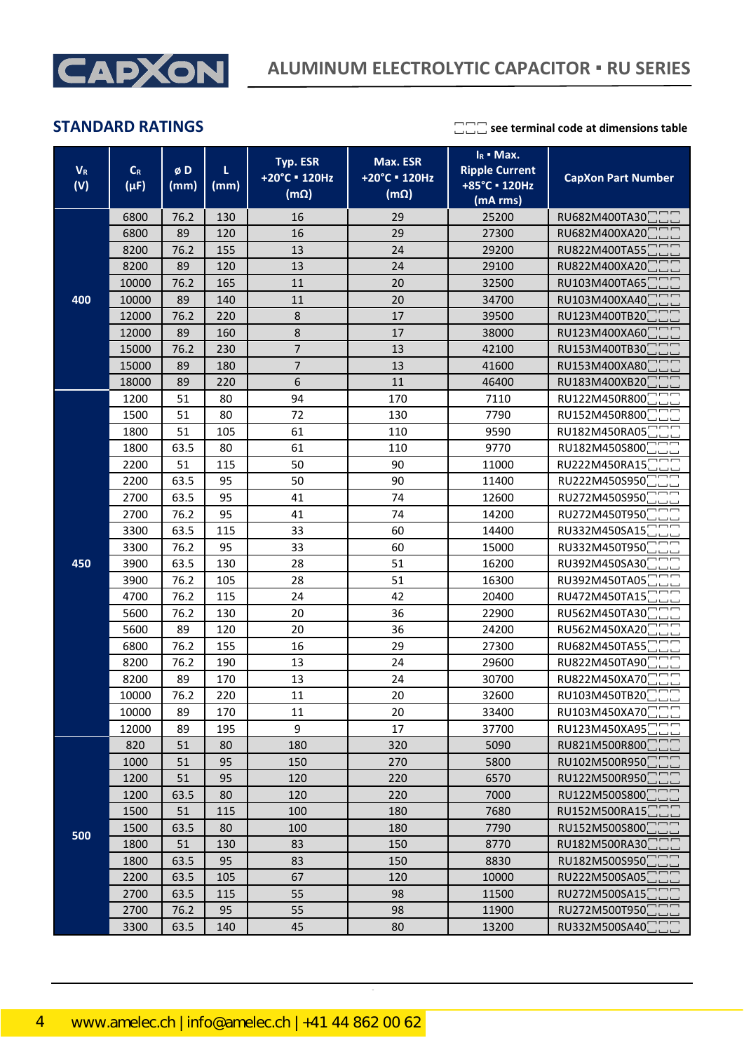## STANDARD RATINGS

□□□ see terminal code at dimensions table

| $V_R$ (V) | $C_R$ (µF) | ø D (mm) | L (mm) | Typ. ESR +20°C ▪ 120Hz (mΩ) | Max. ESR +20°C ▪ 120Hz (mΩ) | $I_R$ ▪ Max. Ripple Current +85°C ▪ 120Hz (mA rms) | CapXon Part Number |
|---|---|---|---|---|---|---|---|
| 400 | 6800 | 76.2 | 130 | 16 | 29 | 25200 | RU682M400TA30□□□ |
| | 6800 | 89 | 120 | 16 | 29 | 27300 | RU682M400XA20□□□ |
| | 8200 | 76.2 | 155 | 13 | 24 | 29200 | RU822M400TA55□□□ |
| | 8200 | 89 | 120 | 13 | 24 | 29100 | RU822M400XA20□□□ |
| | 10000 | 76.2 | 165 | 11 | 20 | 32500 | RU103M400TA65□□□ |
| | 10000 | 89 | 140 | 11 | 20 | 34700 | RU103M400XA40□□□ |
| | 12000 | 76.2 | 220 | 8 | 17 | 39500 | RU123M400TB20□□□ |
| | 12000 | 89 | 160 | 8 | 17 | 38000 | RU123M400XA60□□□ |
| | 15000 | 76.2 | 230 | 7 | 13 | 42100 | RU153M400TB30□□□ |
| | 15000 | 89 | 180 | 7 | 13 | 41600 | RU153M400XA80□□□ |
| | 18000 | 89 | 220 | 6 | 11 | 46400 | RU183M400XB20□□□ |
| 450 | 1200 | 51 | 80 | 94 | 170 | 7110 | RU122M450R800□□□ |
| | 1500 | 51 | 80 | 72 | 130 | 7790 | RU152M450R800□□□ |
| | 1800 | 51 | 105 | 61 | 110 | 9590 | RU182M450RA05□□□ |
| | 1800 | 63.5 | 80 | 61 | 110 | 9770 | RU182M450S800□□□ |
| | 2200 | 51 | 115 | 50 | 90 | 11000 | RU222M450RA15□□□ |
| | 2200 | 63.5 | 95 | 50 | 90 | 11400 | RU222M450S950□□□ |
| | 2700 | 63.5 | 95 | 41 | 74 | 12600 | RU272M450S950□□□ |
| | 2700 | 76.2 | 95 | 41 | 74 | 14200 | RU272M450T950□□□ |
| | 3300 | 63.5 | 115 | 33 | 60 | 14400 | RU332M450SA15□□□ |
| | 3300 | 76.2 | 95 | 33 | 60 | 15000 | RU332M450T950□□□ |
| | 3900 | 63.5 | 130 | 28 | 51 | 16200 | RU392M450SA30□□□ |
| | 3900 | 76.2 | 105 | 28 | 51 | 16300 | RU392M450TA05□□□ |
| | 4700 | 76.2 | 115 | 24 | 42 | 20400 | RU472M450TA15□□□ |
| | 5600 | 76.2 | 130 | 20 | 36 | 22900 | RU562M450TA30□□□ |
| | 5600 | 89 | 120 | 20 | 36 | 24200 | RU562M450XA20□□□ |
| | 6800 | 76.2 | 155 | 16 | 29 | 27300 | RU682M450TA55□□□ |
| | 8200 | 76.2 | 190 | 13 | 24 | 29600 | RU822M450TA90□□□ |
| | 8200 | 89 | 170 | 13 | 24 | 30700 | RU822M450XA70□□□ |
| | 10000 | 76.2 | 220 | 11 | 20 | 32600 | RU103M450TB20□□□ |
| | 10000 | 89 | 170 | 11 | 20 | 33400 | RU103M450XA70□□□ |
| | 12000 | 89 | 195 | 9 | 17 | 37700 | RU123M450XA95□□□ |
| 500 | 820 | 51 | 80 | 180 | 320 | 5090 | RU821M500R800□□□ |
| | 1000 | 51 | 95 | 150 | 270 | 5800 | RU102M500R950□□□ |
| | 1200 | 51 | 95 | 120 | 220 | 6570 | RU122M500R950□□□ |
| | 1200 | 63.5 | 80 | 120 | 220 | 7000 | RU122M500S800□□□ |
| | 1500 | 51 | 115 | 100 | 180 | 7680 | RU152M500RA15□□□ |
| | 1500 | 63.5 | 80 | 100 | 180 | 7790 | RU152M500S800□□□ |
| | 1800 | 51 | 130 | 83 | 150 | 8770 | RU182M500RA30□□□ |
| | 1800 | 63.5 | 95 | 83 | 150 | 8830 | RU182M500S950□□□ |
| | 2200 | 63.5 | 105 | 67 | 120 | 10000 | RU222M500SA05□□□ |
| | 2700 | 63.5 | 115 | 55 | 98 | 11500 | RU272M500SA15□□□ |
| | 2700 | 76.2 | 95 | 55 | 98 | 11900 | RU272M500T950□□□ |
| | 3300 | 63.5 | 140 | 45 | 80 | 13200 | RU332M500SA40□□□ |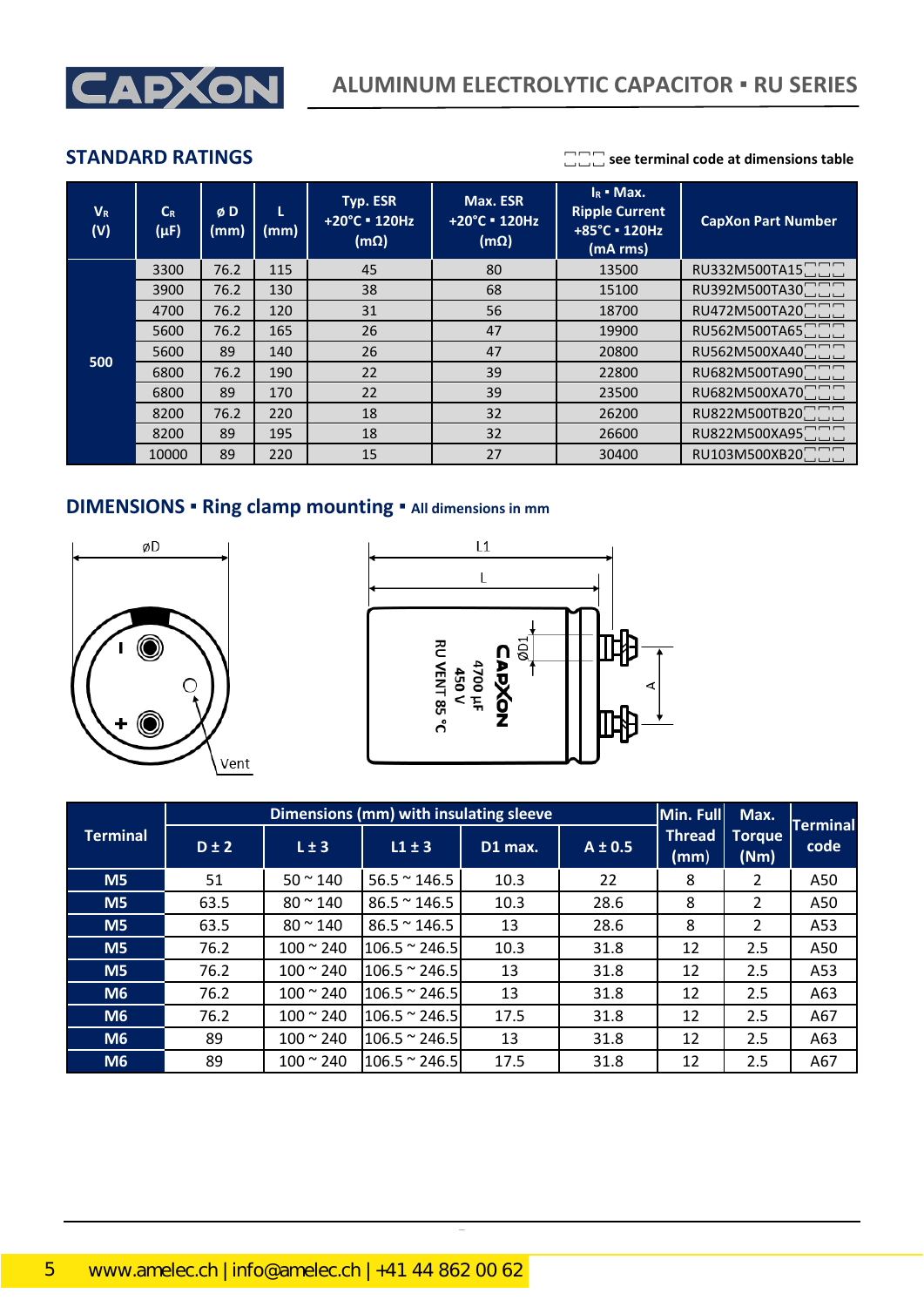# ALUMINUM ELECTROLYTIC CAPACITOR ▪ RU SERIES

## STANDARD RATINGS

□□□ see terminal code at dimensions table

| $V_R$ (V) | $C_R$ (µF) | ø D (mm) | L (mm) | Typ. ESR +20°C ▪ 120Hz (mΩ) | Max. ESR +20°C ▪ 120Hz (mΩ) | $I_R$ ▪ Max. Ripple Current +85°C ▪ 120Hz (mA rms) | CapXon Part Number |
|---|---|---|---|---|---|---|---|
| 500 | 3300 | 76.2 | 115 | 45 | 80 | 13500 | RU332M500TA15□□□ |
| | 3900 | 76.2 | 130 | 38 | 68 | 15100 | RU392M500TA30□□□ |
| | 4700 | 76.2 | 120 | 31 | 56 | 18700 | RU472M500TA20□□□ |
| | 5600 | 76.2 | 165 | 26 | 47 | 19900 | RU562M500TA65□□□ |
| | 5600 | 89 | 140 | 26 | 47 | 20800 | RU562M500XA40□□□ |
| | 6800 | 76.2 | 190 | 22 | 39 | 22800 | RU682M500TA90□□□ |
| | 6800 | 89 | 170 | 22 | 39 | 23500 | RU682M500XA70□□□ |
| | 8200 | 76.2 | 220 | 18 | 32 | 26200 | RU822M500TB20□□□ |
| | 8200 | 89 | 195 | 18 | 32 | 26600 | RU822M500XA95□□□ |
| | 10000 | 89 | 220 | 15 | 27 | 30400 | RU103M500XB20□□□ |

## DIMENSIONS ▪ Ring clamp mounting ▪ All dimensions in mm

| Terminal | Dimensions (mm) with insulating sleeve | | | | | Min. Full Thread (mm) | Max. Torque (Nm) | Terminal code |
|---|---|---|---|---|---|---|---|---|
| | D ± 2 | L ± 3 | L1 ± 3 | D1 max. | A ± 0.5 | | | |
| M5 | 51 | 50 ~ 140 | 56.5 ~ 146.5 | 10.3 | 22 | 8 | 2 | A50 |
| M5 | 63.5 | 80 ~ 140 | 86.5 ~ 146.5 | 10.3 | 28.6 | 8 | 2 | A50 |
| M5 | 63.5 | 80 ~ 140 | 86.5 ~ 146.5 | 13 | 28.6 | 8 | 2 | A53 |
| M5 | 76.2 | 100 ~ 240 | 106.5 ~ 246.5 | 10.3 | 31.8 | 12 | 2.5 | A50 |
| M5 | 76.2 | 100 ~ 240 | 106.5 ~ 246.5 | 13 | 31.8 | 12 | 2.5 | A53 |
| M6 | 76.2 | 100 ~ 240 | 106.5 ~ 246.5 | 13 | 31.8 | 12 | 2.5 | A63 |
| M6 | 76.2 | 100 ~ 240 | 106.5 ~ 246.5 | 17.5 | 31.8 | 12 | 2.5 | A67 |
| M6 | 89 | 100 ~ 240 | 106.5 ~ 246.5 | 13 | 31.8 | 12 | 2.5 | A63 |
| M6 | 89 | 100 ~ 240 | 106.5 ~ 246.5 | 17.5 | 31.8 | 12 | 2.5 | A67 |

www.amelec.ch | info@amelec.ch | +41 44 862 00 62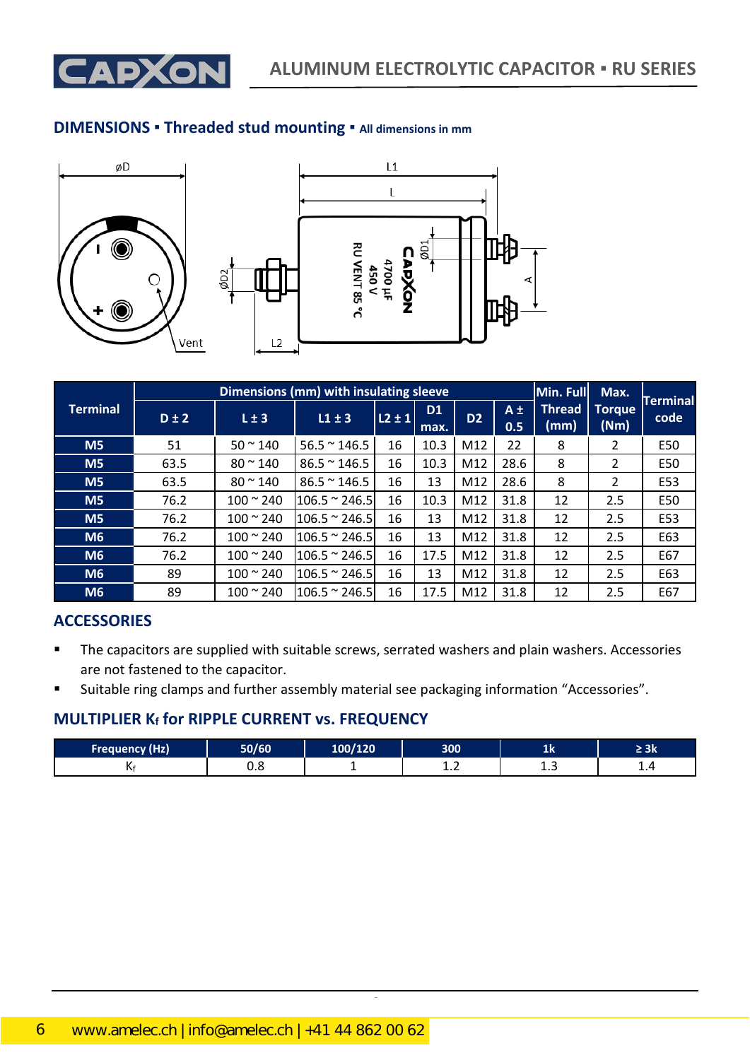## DIMENSIONS ▪ Threaded stud mounting ▪ All dimensions in mm

| Terminal | Dimensions (mm) with insulating sleeve | | | | | | | Min. Full Thread (mm) | Max. Torque (Nm) | Terminal code |
|---|---|---|---|---|---|---|---|---|---|---|
| | D ± 2 | L ± 3 | L1 ± 3 | L2 ± 1 | D1 max. | D2 | A ± 0.5 | | | |
| M5 | 51 | 50 ~ 140 | 56.5 ~ 146.5 | 16 | 10.3 | M12 | 22 | 8 | 2 | E50 |
| M5 | 63.5 | 80 ~ 140 | 86.5 ~ 146.5 | 16 | 10.3 | M12 | 28.6 | 8 | 2 | E50 |
| M5 | 63.5 | 80 ~ 140 | 86.5 ~ 146.5 | 16 | 13 | M12 | 28.6 | 8 | 2 | E53 |
| M5 | 76.2 | 100 ~ 240 | 106.5 ~ 246.5 | 16 | 10.3 | M12 | 31.8 | 12 | 2.5 | E50 |
| M5 | 76.2 | 100 ~ 240 | 106.5 ~ 246.5 | 16 | 13 | M12 | 31.8 | 12 | 2.5 | E53 |
| M6 | 76.2 | 100 ~ 240 | 106.5 ~ 246.5 | 16 | 13 | M12 | 31.8 | 12 | 2.5 | E63 |
| M6 | 76.2 | 100 ~ 240 | 106.5 ~ 246.5 | 16 | 17.5 | M12 | 31.8 | 12 | 2.5 | E67 |
| M6 | 89 | 100 ~ 240 | 106.5 ~ 246.5 | 16 | 13 | M12 | 31.8 | 12 | 2.5 | E63 |
| M6 | 89 | 100 ~ 240 | 106.5 ~ 246.5 | 16 | 17.5 | M12 | 31.8 | 12 | 2.5 | E67 |

## ACCESSORIES

- The capacitors are supplied with suitable screws, serrated washers and plain washers. Accessories are not fastened to the capacitor.
- Suitable ring clamps and further assembly material see packaging information “Accessories”.

## MULTIPLIER $K_f$ for RIPPLE CURRENT vs. FREQUENCY

| Frequency (Hz) | 50/60 | 100/120 | 300 | 1k | ≥ 3k |
|---|---|---|---|---|---|
| $K_f$ | 0.8 | 1 | 1.2 | 1.3 | 1.4 |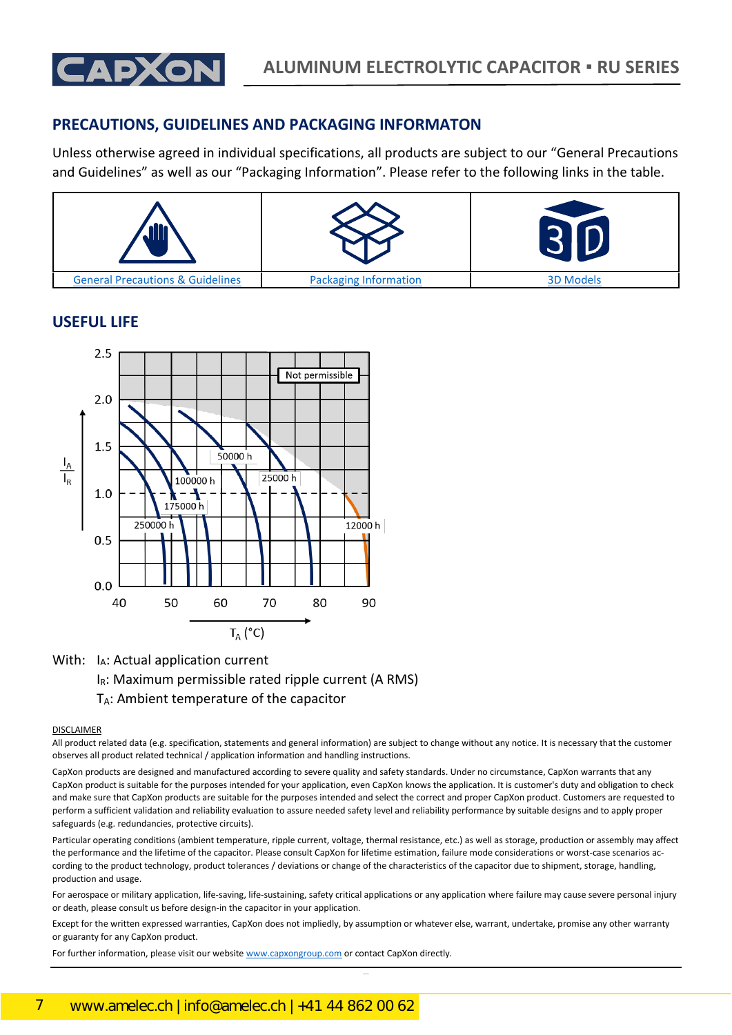## PRECAUTIONS, GUIDELINES AND PACKAGING INFORMATON

Unless otherwise agreed in individual specifications, all products are subject to our "General Precautions and Guidelines" as well as our "Packaging Information". Please refer to the following links in the table.

| General Precautions & Guidelines | Packaging Information | 3D Models |
|---|---|---|

## USEFUL LIFE

Not permissible

50000 h

100000 h

25000 h

175000 h

250000 h

12000 h

2.5
2.0
1.5
1.0
0.5
0.0

40 50 60 70 80 90

$\frac{I_A}{I_R}$

$T_A$ (°C)

With: $I_A$: Actual application current

$I_R$: Maximum permissible rated ripple current (A RMS)

$T_A$: Ambient temperature of the capacitor

DISCLAIMER

All product related data (e.g. specification, statements and general information) are subject to change without any notice. It is necessary that the customer observes all product related technical / application information and handling instructions.

CapXon products are designed and manufactured according to severe quality and safety standards. Under no circumstance, CapXon warrants that any CapXon product is suitable for the purposes intended for your application, even CapXon knows the application. It is customer's duty and obligation to check and make sure that CapXon products are suitable for the purposes intended and select the correct and proper CapXon product. Customers are requested to perform a sufficient validation and reliability evaluation to assure needed safety level and reliability performance by suitable designs and to apply proper safeguards (e.g. redundancies, protective circuits).

Particular operating conditions (ambient temperature, ripple current, voltage, thermal resistance, etc.) as well as storage, production or assembly may affect the performance and the lifetime of the capacitor. Please consult CapXon for lifetime estimation, failure mode considerations or worst-case scenarios according to the product technology, product tolerances / deviations or change of the characteristics of the capacitor due to shipment, storage, handling, production and usage.

For aerospace or military application, life-saving, life-sustaining, safety critical applications or any application where failure may cause severe personal injury or death, please consult us before design-in the capacitor in your application.

Except for the written expressed warranties, CapXon does not impliedly, by assumption or whatever else, warrant, undertake, promise any other warranty or guaranty for any CapXon product.

For further information, please visit our website www.capxongroup.com or contact CapXon directly.